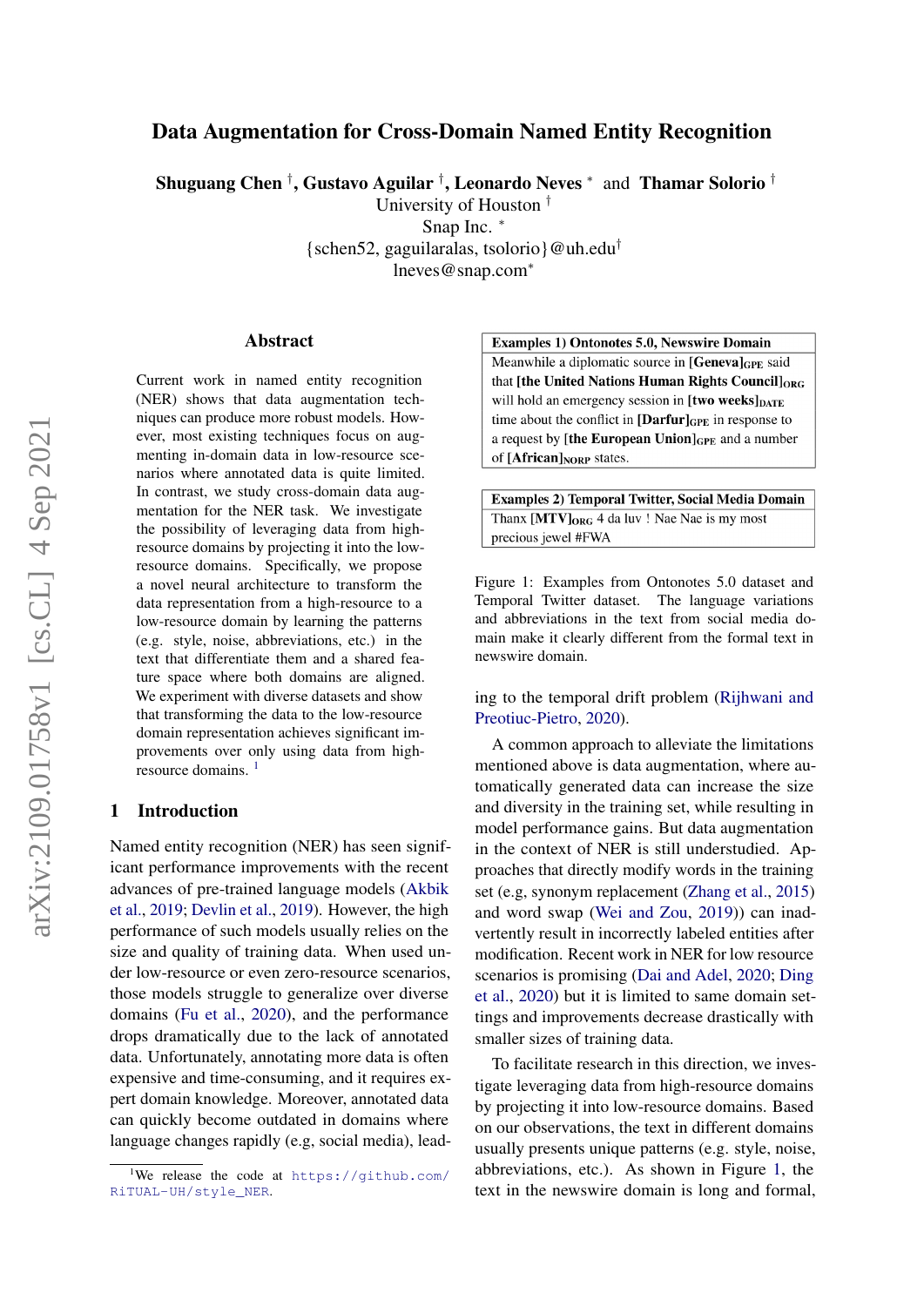# Data Augmentation for Cross-Domain Named Entity Recognition

**Shuguang Chen** [†], **Gustavo Aguilar** [†], **Leonardo Neves** [*] and **Thamar Solorio** [†]

University of Houston [†]

Snap Inc. [*]

{schen52, gaguilaralas, tsolorio}@uh.edu[†]

lneves@snap.com[*]

## Abstract

Current work in named entity recognition (NER) shows that data augmentation techniques can produce more robust models. However, most existing techniques focus on augmenting in-domain data in low-resource scenarios where annotated data is quite limited. In contrast, we study cross-domain data augmentation for the NER task. We investigate the possibility of leveraging data from high-resource domains by projecting it into the low-resource domains. Specifically, we propose a novel neural architecture to transform the data representation from a high-resource to a low-resource domain by learning the patterns (e.g. style, noise, abbreviations, etc.) in the text that differentiate them and a shared feature space where both domains are aligned. We experiment with diverse datasets and show that transforming the data to the low-resource domain representation achieves significant improvements over only using data from high-resource domains. [1]

## 1 Introduction

Named entity recognition (NER) has seen significant performance improvements with the recent advances of pre-trained language models (Akbik et al., 2019; Devlin et al., 2019). However, the high performance of such models usually relies on the size and quality of training data. When used under low-resource or even zero-resource scenarios, those models struggle to generalize over diverse domains (Fu et al., 2020), and the performance drops dramatically due to the lack of annotated data. Unfortunately, annotating more data is often expensive and time-consuming, and it requires expert domain knowledge. Moreover, annotated data can quickly become outdated in domains where language changes rapidly (e.g, social media), leading to the temporal drift problem (Rijhwani and Preotiuc-Pietro, 2020).

| Examples 1) Ontonotes 5.0, Newswire Domain |
|---|
| Meanwhile a diplomatic source in **[Geneva]**$_{\text{GPE}}$ said that **[the United Nations Human Rights Council]**$_{\text{ORG}}$ will hold an emergency session in **[two weeks]**$_{\text{DATE}}$ time about the conflict in **[Darfur]**$_{\text{GPE}}$ in response to a request by **[the European Union]**$_{\text{GPE}}$ and a number of **[African]**$_{\text{NORP}}$ states. |

| Examples 2) Temporal Twitter, Social Media Domain |
|---|
| Thanx **[MTV]**$_{\text{ORG}}$ 4 da luv ! Nae Nae is my most precious jewel #FWA |

Figure 1: Examples from Ontonotes 5.0 dataset and Temporal Twitter dataset. The language variations and abbreviations in the text from social media domain make it clearly different from the formal text in newswire domain.

A common approach to alleviate the limitations mentioned above is data augmentation, where automatically generated data can increase the size and diversity in the training set, while resulting in model performance gains. But data augmentation in the context of NER is still understudied. Approaches that directly modify words in the training set (e.g, synonym replacement (Zhang et al., 2015) and word swap (Wei and Zou, 2019)) can inadvertently result in incorrectly labeled entities after modification. Recent work in NER for low resource scenarios is promising (Dai and Adel, 2020; Ding et al., 2020) but it is limited to same domain settings and improvements decrease drastically with smaller sizes of training data.

To facilitate research in this direction, we investigate leveraging data from high-resource domains by projecting it into low-resource domains. Based on our observations, the text in different domains usually presents unique patterns (e.g. style, noise, abbreviations, etc.). As shown in Figure 1, the text in the newswire domain is long and formal,

[1] We release the code at https://github.com/RiTUAL-UH/style_NER.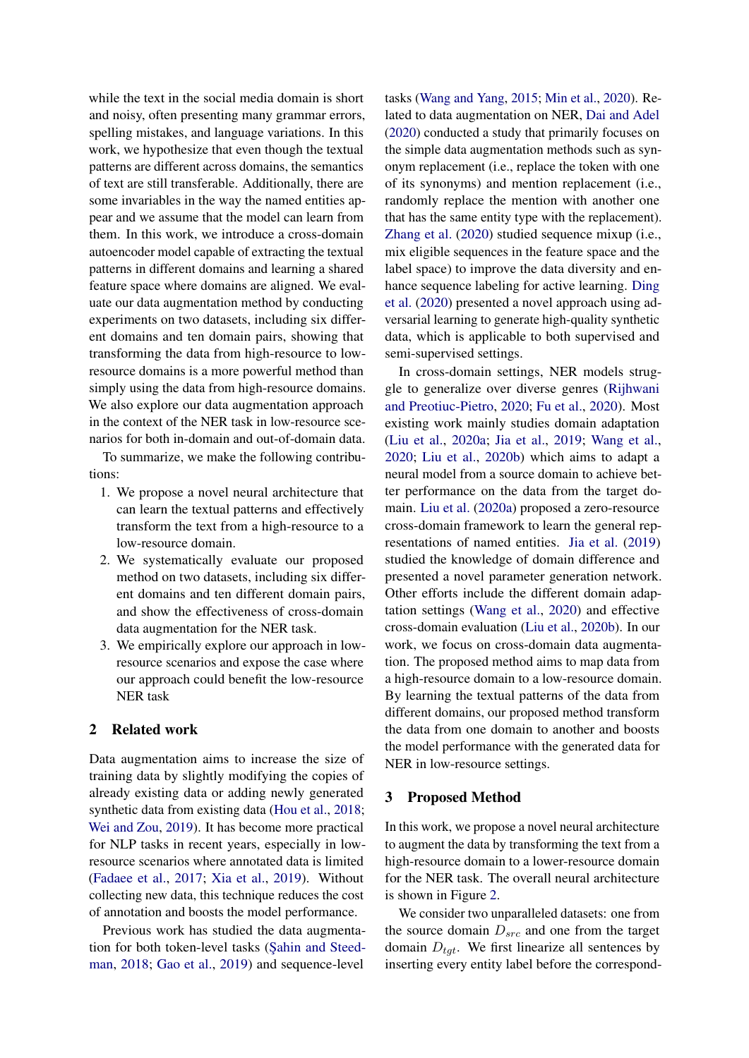while the text in the social media domain is short and noisy, often presenting many grammar errors, spelling mistakes, and language variations. In this work, we hypothesize that even though the textual patterns are different across domains, the semantics of text are still transferable. Additionally, there are some invariables in the way the named entities appear and we assume that the model can learn from them. In this work, we introduce a cross-domain autoencoder model capable of extracting the textual patterns in different domains and learning a shared feature space where domains are aligned. We evaluate our data augmentation method by conducting experiments on two datasets, including six different domains and ten domain pairs, showing that transforming the data from high-resource to low-resource domains is a more powerful method than simply using the data from high-resource domains. We also explore our data augmentation approach in the context of the NER task in low-resource scenarios for both in-domain and out-of-domain data.

To summarize, we make the following contributions:

1. We propose a novel neural architecture that can learn the textual patterns and effectively transform the text from a high-resource to a low-resource domain.
2. We systematically evaluate our proposed method on two datasets, including six different domains and ten different domain pairs, and show the effectiveness of cross-domain data augmentation for the NER task.
3. We empirically explore our approach in low-resource scenarios and expose the case where our approach could benefit the low-resource NER task

## 2 Related work

Data augmentation aims to increase the size of training data by slightly modifying the copies of already existing data or adding newly generated synthetic data from existing data (Hou et al., 2018; Wei and Zou, 2019). It has become more practical for NLP tasks in recent years, especially in low-resource scenarios where annotated data is limited (Fadaee et al., 2017; Xia et al., 2019). Without collecting new data, this technique reduces the cost of annotation and boosts the model performance.

Previous work has studied the data augmentation for both token-level tasks (Şahin and Steedman, 2018; Gao et al., 2019) and sequence-level tasks (Wang and Yang, 2015; Min et al., 2020). Related to data augmentation on NER, Dai and Adel (2020) conducted a study that primarily focuses on the simple data augmentation methods such as synonym replacement (i.e., replace the token with one of its synonyms) and mention replacement (i.e., randomly replace the mention with another one that has the same entity type with the replacement). Zhang et al. (2020) studied sequence mixup (i.e., mix eligible sequences in the feature space and the label space) to improve the data diversity and enhance sequence labeling for active learning. Ding et al. (2020) presented a novel approach using adversarial learning to generate high-quality synthetic data, which is applicable to both supervised and semi-supervised settings.

In cross-domain settings, NER models struggle to generalize over diverse genres (Rijhwani and Preotiuc-Pietro, 2020; Fu et al., 2020). Most existing work mainly studies domain adaptation (Liu et al., 2020a; Jia et al., 2019; Wang et al., 2020; Liu et al., 2020b) which aims to adapt a neural model from a source domain to achieve better performance on the data from the target domain. Liu et al. (2020a) proposed a zero-resource cross-domain framework to learn the general representations of named entities. Jia et al. (2019) studied the knowledge of domain difference and presented a novel parameter generation network. Other efforts include the different domain adaptation settings (Wang et al., 2020) and effective cross-domain evaluation (Liu et al., 2020b). In our work, we focus on cross-domain data augmentation. The proposed method aims to map data from a high-resource domain to a low-resource domain. By learning the textual patterns of the data from different domains, our proposed method transform the data from one domain to another and boosts the model performance with the generated data for NER in low-resource settings.

## 3 Proposed Method

In this work, we propose a novel neural architecture to augment the data by transforming the text from a high-resource domain to a lower-resource domain for the NER task. The overall neural architecture is shown in Figure 2.

We consider two unparalleled datasets: one from the source domain $D_{src}$ and one from the target domain $D_{tgt}$. We first linearize all sentences by inserting every entity label before the correspond-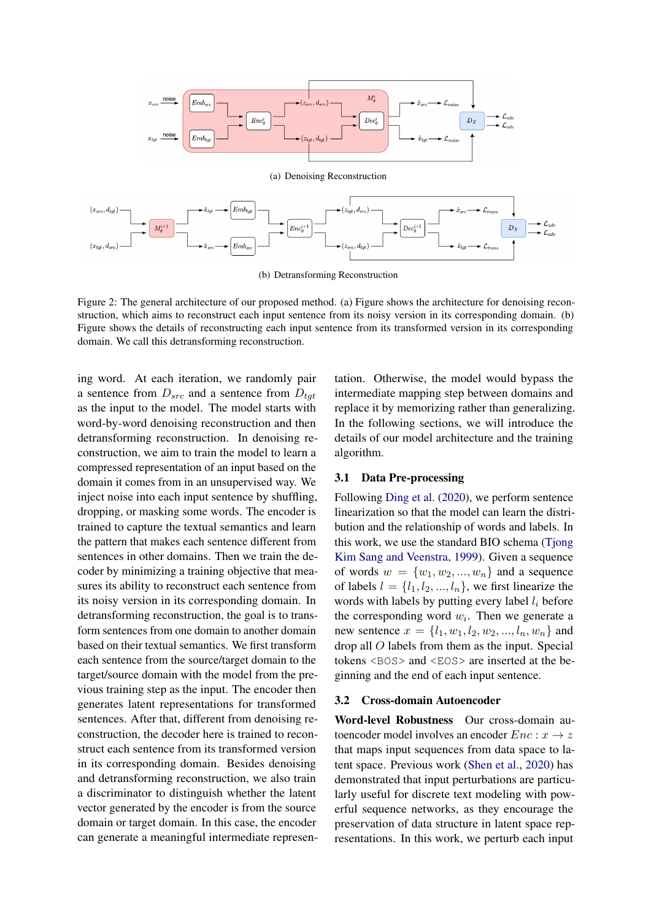(a) Denoising Reconstruction

(b) Detransforming Reconstruction

Figure 2: The general architecture of our proposed method. (a) Figure shows the architecture for denoising reconstruction, which aims to reconstruct each input sentence from its noisy version in its corresponding domain. (b) Figure shows the details of reconstructing each input sentence from its transformed version in its corresponding domain. We call this detransforming reconstruction.

ing word. At each iteration, we randomly pair a sentence from $D_{src}$ and a sentence from $D_{tgt}$ as the input to the model. The model starts with word-by-word denoising reconstruction and then detransforming reconstruction. In denoising reconstruction, we aim to train the model to learn a compressed representation of an input based on the domain it comes from in an unsupervised way. We inject noise into each input sentence by shuffling, dropping, or masking some words. The encoder is trained to capture the textual semantics and learn the pattern that makes each sentence different from sentences in other domains. Then we train the decoder by minimizing a training objective that measures its ability to reconstruct each sentence from its noisy version in its corresponding domain. In detransforming reconstruction, the goal is to transform sentences from one domain to another domain based on their textual semantics. We first transform each sentence from the source/target domain to the target/source domain with the model from the previous training step as the input. The encoder then generates latent representations for transformed sentences. After that, different from denoising reconstruction, the decoder here is trained to reconstruct each sentence from its transformed version in its corresponding domain. Besides denoising and detransforming reconstruction, we also train a discriminator to distinguish whether the latent vector generated by the encoder is from the source domain or target domain. In this case, the encoder can generate a meaningful intermediate representation. Otherwise, the model would bypass the intermediate mapping step between domains and replace it by memorizing rather than generalizing. In the following sections, we will introduce the details of our model architecture and the training algorithm.

### 3.1 Data Pre-processing

Following Ding et al. (2020), we perform sentence linearization so that the model can learn the distribution and the relationship of words and labels. In this work, we use the standard BIO schema (Tjong Kim Sang and Veenstra, 1999). Given a sequence of words $w = \{w_1, w_2, ..., w_n\}$ and a sequence of labels $l = \{l_1, l_2, ..., l_n\}$, we first linearize the words with labels by putting every label $l_i$ before the corresponding word $w_i$. Then we generate a new sentence $x = \{l_1, w_1, l_2, w_2, ..., l_n, w_n\}$ and drop all $O$ labels from them as the input. Special tokens <BOS> and <EOS> are inserted at the beginning and the end of each input sentence.

### 3.2 Cross-domain Autoencoder

**Word-level Robustness** Our cross-domain autoencoder model involves an encoder $Enc : x \rightarrow z$ that maps input sequences from data space to latent space. Previous work (Shen et al., 2020) has demonstrated that input perturbations are particularly useful for discrete text modeling with powerful sequence networks, as they encourage the preservation of data structure in latent space representations. In this work, we perturb each input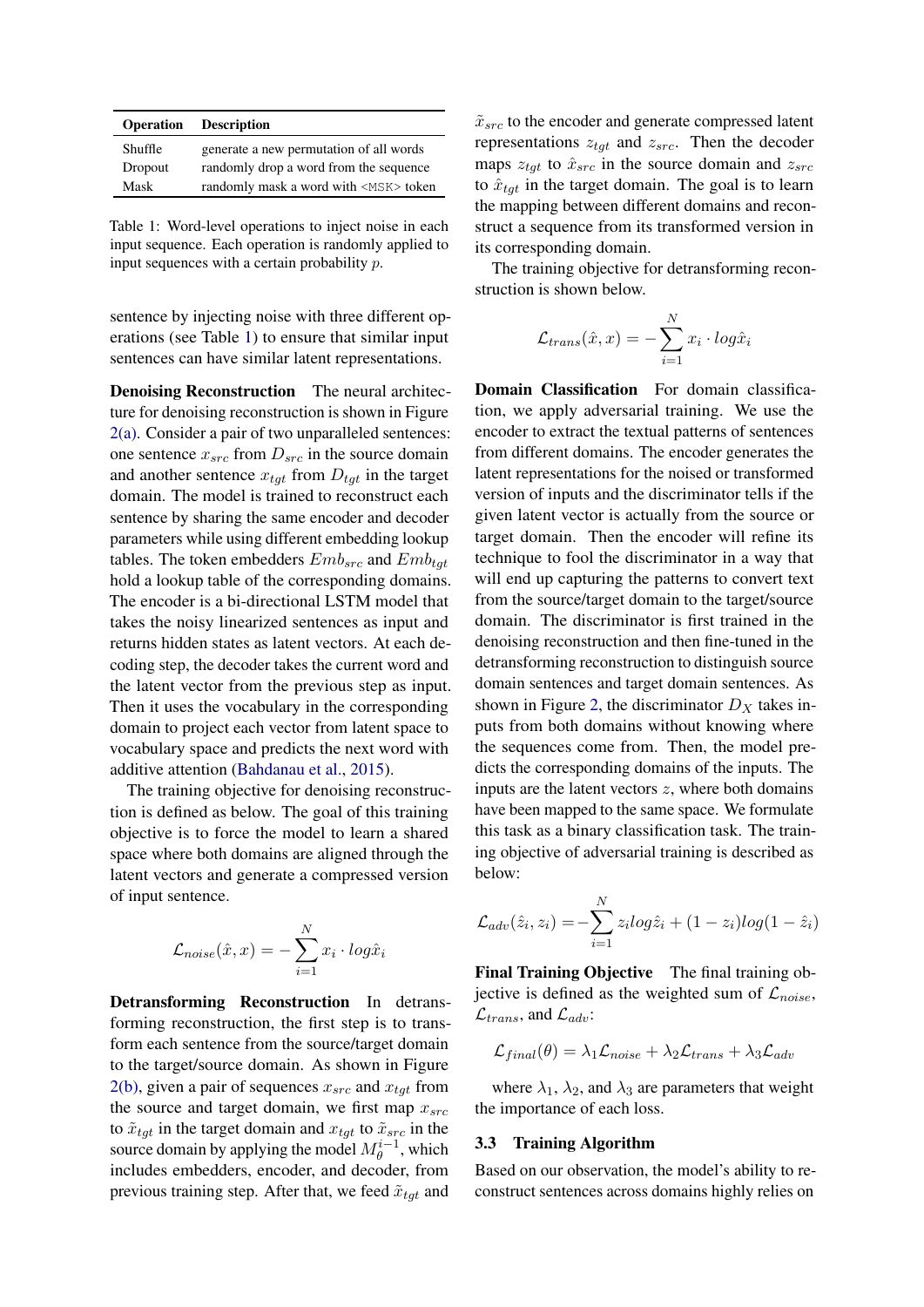| Operation | Description |
|---|---|
| Shuffle | generate a new permutation of all words |
| Dropout | randomly drop a word from the sequence |
| Mask | randomly mask a word with <MSK> token |

Table 1: Word-level operations to inject noise in each input sequence. Each operation is randomly applied to input sequences with a certain probability $p$.

sentence by injecting noise with three different operations (see Table 1) to ensure that similar input sentences can have similar latent representations.

**Denoising Reconstruction** The neural architecture for denoising reconstruction is shown in Figure 2(a). Consider a pair of two unparalleled sentences: one sentence $x_{src}$ from $D_{src}$ in the source domain and another sentence $x_{tgt}$ from $D_{tgt}$ in the target domain. The model is trained to reconstruct each sentence by sharing the same encoder and decoder parameters while using different embedding lookup tables. The token embedders $Emb_{src}$ and $Emb_{tgt}$ hold a lookup table of the corresponding domains. The encoder is a bi-directional LSTM model that takes the noisy linearized sentences as input and returns hidden states as latent vectors. At each decoding step, the decoder takes the current word and the latent vector from the previous step as input. Then it uses the vocabulary in the corresponding domain to project each vector from latent space to vocabulary space and predicts the next word with additive attention (Bahdanau et al., 2015).

The training objective for denoising reconstruction is defined as below. The goal of this training objective is to force the model to learn a shared space where both domains are aligned through the latent vectors and generate a compressed version of input sentence.

$$\mathcal{L}_{noise}(\hat{x}, x) = -\sum_{i=1}^{N} x_i \cdot log\hat{x}_i$$

**Detransforming Reconstruction** In detransforming reconstruction, the first step is to transform each sentence from the source/target domain to the target/source domain. As shown in Figure 2(b), given a pair of sequences $x_{src}$ and $x_{tgt}$ from the source and target domain, we first map $x_{src}$ to $\tilde{x}_{tgt}$ in the target domain and $x_{tgt}$ to $\tilde{x}_{src}$ in the source domain by applying the model $M_{\theta}^{i-1}$, which includes embedders, encoder, and decoder, from previous training step. After that, we feed $\tilde{x}_{tgt}$ and $\tilde{x}_{src}$ to the encoder and generate compressed latent representations $z_{tgt}$ and $z_{src}$. Then the decoder maps $z_{tgt}$ to $\hat{x}_{src}$ in the source domain and $z_{src}$ to $\hat{x}_{tgt}$ in the target domain. The goal is to learn the mapping between different domains and reconstruct a sequence from its transformed version in its corresponding domain.

The training objective for detransforming reconstruction is shown below.

$$\mathcal{L}_{trans}(\hat{x}, x) = -\sum_{i=1}^{N} x_i \cdot log\hat{x}_i$$

**Domain Classification** For domain classification, we apply adversarial training. We use the encoder to extract the textual patterns of sentences from different domains. The encoder generates the latent representations for the noised or transformed version of inputs and the discriminator tells if the given latent vector is actually from the source or target domain. Then the encoder will refine its technique to fool the discriminator in a way that will end up capturing the patterns to convert text from the source/target domain to the target/source domain. The discriminator is first trained in the denoising reconstruction and then fine-tuned in the detransforming reconstruction to distinguish source domain sentences and target domain sentences. As shown in Figure 2, the discriminator $D_X$ takes inputs from both domains without knowing where the sequences come from. Then, the model predicts the corresponding domains of the inputs. The inputs are the latent vectors $z$, where both domains have been mapped to the same space. We formulate this task as a binary classification task. The training objective of adversarial training is described as below:

$$\mathcal{L}_{adv}(\hat{z}_i, z_i) = -\sum_{i=1}^{N} z_i log\hat{z}_i + (1 - z_i)log(1 - \hat{z}_i)$$

**Final Training Objective** The final training objective is defined as the weighted sum of $\mathcal{L}_{noise}$, $\mathcal{L}_{trans}$, and $\mathcal{L}_{adv}$:

$$\mathcal{L}_{final}(\theta) = \lambda_1 \mathcal{L}_{noise} + \lambda_2 \mathcal{L}_{trans} + \lambda_3 \mathcal{L}_{adv}$$

where $\lambda_1$, $\lambda_2$, and $\lambda_3$ are parameters that weight the importance of each loss.

### 3.3 Training Algorithm

Based on our observation, the model's ability to reconstruct sentences across domains highly relies on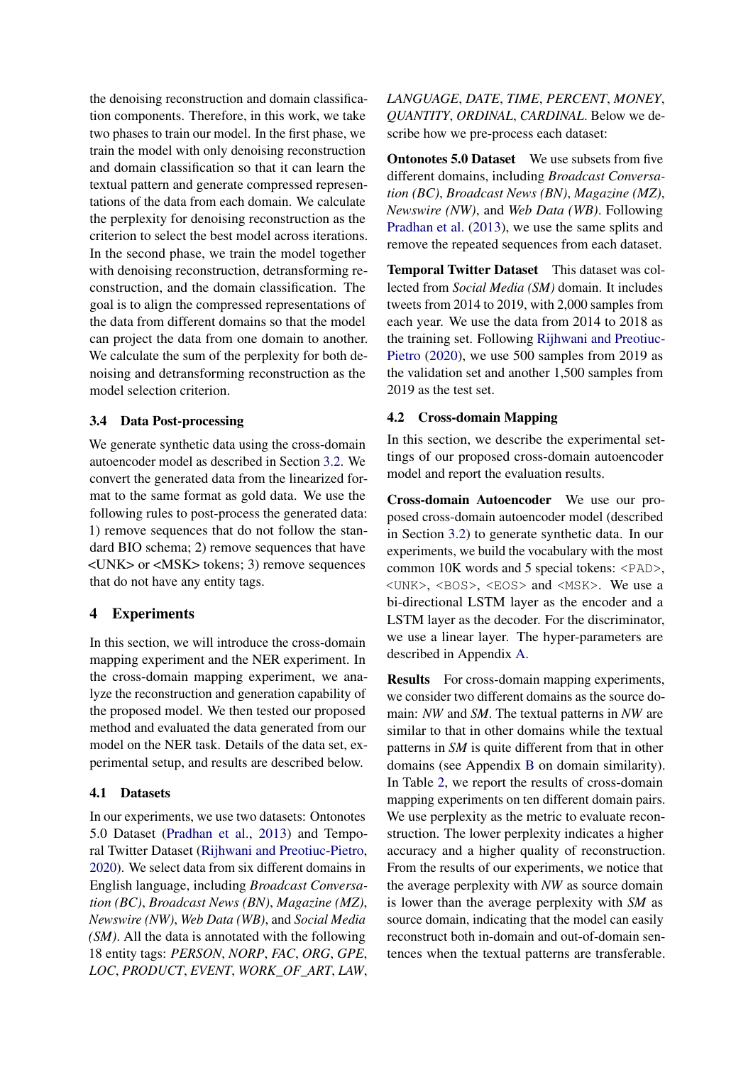the denoising reconstruction and domain classification components. Therefore, in this work, we take two phases to train our model. In the first phase, we train the model with only denoising reconstruction and domain classification so that it can learn the textual pattern and generate compressed representations of the data from each domain. We calculate the perplexity for denoising reconstruction as the criterion to select the best model across iterations. In the second phase, we train the model together with denoising reconstruction, detransforming reconstruction, and the domain classification. The goal is to align the compressed representations of the data from different domains so that the model can project the data from one domain to another. We calculate the sum of the perplexity for both denoising and detransforming reconstruction as the model selection criterion.

### 3.4 Data Post-processing

We generate synthetic data using the cross-domain autoencoder model as described in Section 3.2. We convert the generated data from the linearized format to the same format as gold data. We use the following rules to post-process the generated data: 1) remove sequences that do not follow the standard BIO schema; 2) remove sequences that have <UNK> or <MSK> tokens; 3) remove sequences that do not have any entity tags.

## 4 Experiments

In this section, we will introduce the cross-domain mapping experiment and the NER experiment. In the cross-domain mapping experiment, we analyze the reconstruction and generation capability of the proposed model. We then tested our proposed method and evaluated the data generated from our model on the NER task. Details of the data set, experimental setup, and results are described below.

### 4.1 Datasets

In our experiments, we use two datasets: Ontonotes 5.0 Dataset (Pradhan et al., 2013) and Temporal Twitter Dataset (Rijhwani and Preotiuc-Pietro, 2020). We select data from six different domains in English language, including *Broadcast Conversation (BC)*, *Broadcast News (BN)*, *Magazine (MZ)*, *Newswire (NW)*, *Web Data (WB)*, and *Social Media (SM)*. All the data is annotated with the following 18 entity tags: *PERSON*, *NORP*, *FAC*, *ORG*, *GPE*, *LOC*, *PRODUCT*, *EVENT*, *WORK_OF_ART*, *LAW*, *LANGUAGE*, *DATE*, *TIME*, *PERCENT*, *MONEY*, *QUANTITY*, *ORDINAL*, *CARDINAL*. Below we describe how we pre-process each dataset:

**Ontonotes 5.0 Dataset** We use subsets from five different domains, including *Broadcast Conversation (BC)*, *Broadcast News (BN)*, *Magazine (MZ)*, *Newswire (NW)*, and *Web Data (WB)*. Following Pradhan et al. (2013), we use the same splits and remove the repeated sequences from each dataset.

**Temporal Twitter Dataset** This dataset was collected from *Social Media (SM)* domain. It includes tweets from 2014 to 2019, with 2,000 samples from each year. We use the data from 2014 to 2018 as the training set. Following Rijhwani and Preotiuc-Pietro (2020), we use 500 samples from 2019 as the validation set and another 1,500 samples from 2019 as the test set.

### 4.2 Cross-domain Mapping

In this section, we describe the experimental settings of our proposed cross-domain autoencoder model and report the evaluation results.

**Cross-domain Autoencoder** We use our proposed cross-domain autoencoder model (described in Section 3.2) to generate synthetic data. In our experiments, we build the vocabulary with the most common 10K words and 5 special tokens: `<PAD>`, `<UNK>`, `<BOS>`, `<EOS>` and `<MSK>`. We use a bi-directional LSTM layer as the encoder and a LSTM layer as the decoder. For the discriminator, we use a linear layer. The hyper-parameters are described in Appendix A.

**Results** For cross-domain mapping experiments, we consider two different domains as the source domain: *NW* and *SM*. The textual patterns in *NW* are similar to that in other domains while the textual patterns in *SM* is quite different from that in other domains (see Appendix B on domain similarity). In Table 2, we report the results of cross-domain mapping experiments on ten different domain pairs. We use perplexity as the metric to evaluate reconstruction. The lower perplexity indicates a higher accuracy and a higher quality of reconstruction. From the results of our experiments, we notice that the average perplexity with *NW* as source domain is lower than the average perplexity with *SM* as source domain, indicating that the model can easily reconstruct both in-domain and out-of-domain sentences when the textual patterns are transferable.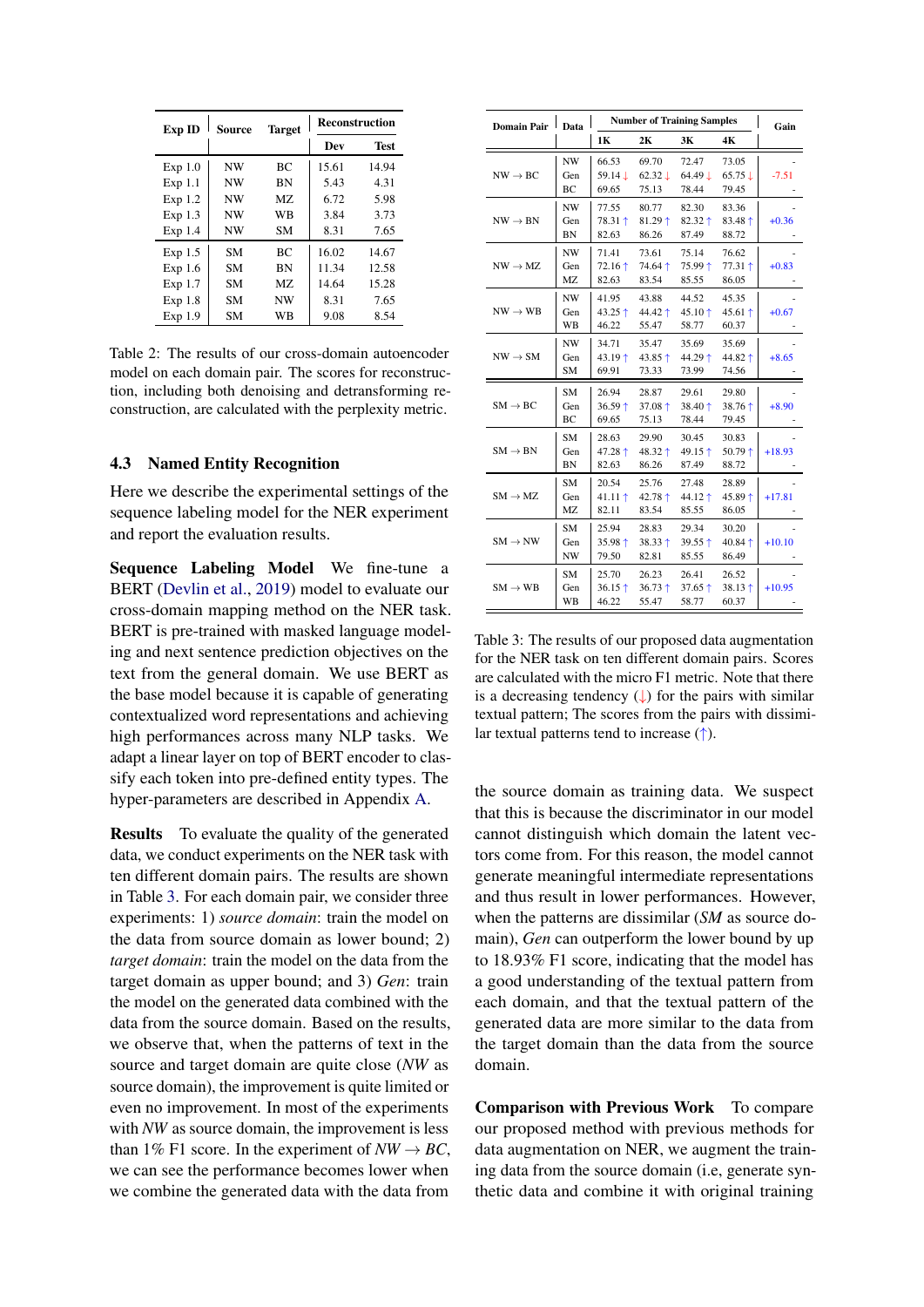| Exp ID | Source | Target | Reconstruction | |
|---|---|---|---|---|
| | | | Dev | Test |
| Exp 1.0 | NW | BC | 15.61 | 14.94 |
| Exp 1.1 | NW | BN | 5.43 | 4.31 |
| Exp 1.2 | NW | MZ | 6.72 | 5.98 |
| Exp 1.3 | NW | WB | 3.84 | 3.73 |
| Exp 1.4 | NW | SM | 8.31 | 7.65 |
| Exp 1.5 | SM | BC | 16.02 | 14.67 |
| Exp 1.6 | SM | BN | 11.34 | 12.58 |
| Exp 1.7 | SM | MZ | 14.64 | 15.28 |
| Exp 1.8 | SM | NW | 8.31 | 7.65 |
| Exp 1.9 | SM | WB | 9.08 | 8.54 |

Table 2: The results of our cross-domain autoencoder model on each domain pair. The scores for reconstruction, including both denoising and detransforming reconstruction, are calculated with the perplexity metric.

### 4.3 Named Entity Recognition

Here we describe the experimental settings of the sequence labeling model for the NER experiment and report the evaluation results.

**Sequence Labeling Model** We fine-tune a BERT (Devlin et al., 2019) model to evaluate our cross-domain mapping method on the NER task. BERT is pre-trained with masked language modeling and next sentence prediction objectives on the text from the general domain. We use BERT as the base model because it is capable of generating contextualized word representations and achieving high performances across many NLP tasks. We adapt a linear layer on top of BERT encoder to classify each token into pre-defined entity types. The hyper-parameters are described in Appendix A.

**Results** To evaluate the quality of the generated data, we conduct experiments on the NER task with ten different domain pairs. The results are shown in Table 3. For each domain pair, we consider three experiments: 1) *source domain*: train the model on the data from source domain as lower bound; 2) *target domain*: train the model on the data from the target domain as upper bound; and 3) *Gen*: train the model on the generated data combined with the data from the source domain. Based on the results, we observe that, when the patterns of text in the source and target domain are quite close (*NW* as source domain), the improvement is quite limited or even no improvement. In most of the experiments with *NW* as source domain, the improvement is less than 1% F1 score. In the experiment of *NW* → *BC*, we can see the performance becomes lower when we combine the generated data with the data from the source domain as training data. We suspect that this is because the discriminator in our model cannot distinguish which domain the latent vectors come from. For this reason, the model cannot generate meaningful intermediate representations and thus result in lower performances. However, when the patterns are dissimilar (*SM* as source domain), *Gen* can outperform the lower bound by up to 18.93% F1 score, indicating that the model has a good understanding of the textual pattern from each domain, and that the textual pattern of the generated data are more similar to the data from the target domain than the data from the source domain.

| Domain Pair | Data | Number of Training Samples | | | | Gain |
|---|---|---|---|---|---|---|
| | | 1K | 2K | 3K | 4K | |
| NW → BC | NW | 66.53 | 69.70 | 72.47 | 73.05 | - |
| | Gen | 59.14 ↓ | 62.32 ↓ | 64.49 ↓ | 65.75 ↓ | -7.51 |
| | BC | 69.65 | 75.13 | 78.44 | 79.45 | - |
| NW → BN | NW | 77.55 | 80.77 | 82.30 | 83.36 | - |
| | Gen | 78.31 ↑ | 81.29 ↑ | 82.32 ↑ | 83.48 ↑ | +0.36 |
| | BN | 82.63 | 86.26 | 87.49 | 88.72 | - |
| NW → MZ | NW | 71.41 | 73.61 | 75.14 | 76.62 | - |
| | Gen | 72.16 ↑ | 74.64 ↑ | 75.99 ↑ | 77.31 ↑ | +0.83 |
| | MZ | 82.63 | 83.54 | 85.55 | 86.05 | - |
| NW → WB | NW | 41.95 | 43.88 | 44.52 | 45.35 | - |
| | Gen | 43.25 ↑ | 44.42 ↑ | 45.10 ↑ | 45.61 ↑ | +0.67 |
| | WB | 46.22 | 55.47 | 58.77 | 60.37 | - |
| NW → SM | NW | 34.71 | 35.47 | 35.69 | 35.69 | - |
| | Gen | 43.19 ↑ | 43.85 ↑ | 44.29 ↑ | 44.82 ↑ | +8.65 |
| | SM | 69.91 | 73.33 | 73.99 | 74.56 | - |
| SM → BC | SM | 26.94 | 28.87 | 29.61 | 29.80 | - |
| | Gen | 36.59 ↑ | 37.08 ↑ | 38.40 ↑ | 38.76 ↑ | +8.90 |
| | BC | 69.65 | 75.13 | 78.44 | 79.45 | - |
| SM → BN | SM | 28.63 | 29.90 | 30.45 | 30.83 | - |
| | Gen | 47.28 ↑ | 48.32 ↑ | 49.15 ↑ | 50.79 ↑ | +18.93 |
| | BN | 82.63 | 86.26 | 87.49 | 88.72 | - |
| SM → MZ | SM | 20.54 | 25.76 | 27.48 | 28.89 | - |
| | Gen | 41.11 ↑ | 42.78 ↑ | 44.12 ↑ | 45.89 ↑ | +17.81 |
| | MZ | 82.11 | 83.54 | 85.55 | 86.05 | - |
| SM → NW | SM | 25.94 | 28.83 | 29.34 | 30.20 | - |
| | Gen | 35.98 ↑ | 38.33 ↑ | 39.55 ↑ | 40.84 ↑ | +10.10 |
| | NW | 79.50 | 82.81 | 85.55 | 86.49 | - |
| SM → WB | SM | 25.70 | 26.23 | 26.41 | 26.52 | - |
| | Gen | 36.15 ↑ | 36.73 ↑ | 37.65 ↑ | 38.13 ↑ | +10.95 |
| | WB | 46.22 | 55.47 | 58.77 | 60.37 | - |

Table 3: The results of our proposed data augmentation for the NER task on ten different domain pairs. Scores are calculated with the micro F1 metric. Note that there is a decreasing tendency (↓) for the pairs with similar textual pattern; The scores from the pairs with dissimilar textual patterns tend to increase (↑).

**Comparison with Previous Work** To compare our proposed method with previous methods for data augmentation on NER, we augment the training data from the source domain (i.e, generate synthetic data and combine it with original training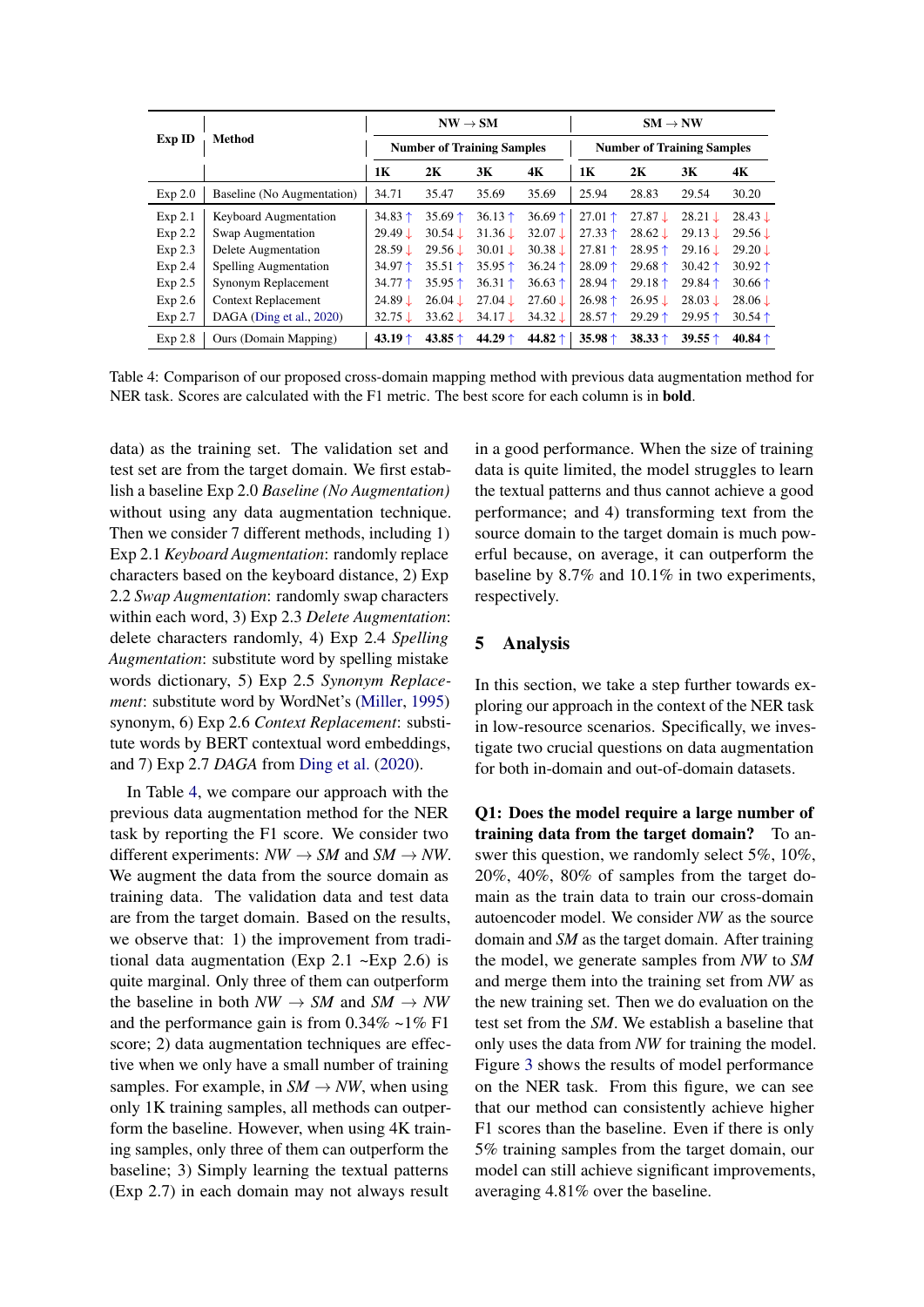| Exp ID | Method | NW → SM | | | | SM → NW | | | |
|---|---|---|---|---|---|---|---|---|---|
| | | Number of Training Samples | | | | Number of Training Samples | | | |
| | | 1K | 2K | 3K | 4K | 1K | 2K | 3K | 4K |
| Exp 2.0 | Baseline (No Augmentation) | 34.71 | 35.47 | 35.69 | 35.69 | 25.94 | 28.83 | 29.54 | 30.20 |
| Exp 2.1 | Keyboard Augmentation | 34.83 ↑ | 35.69 ↑ | 36.13 ↑ | 36.69 ↑ | 27.01 ↑ | 27.87 ↓ | 28.21 ↓ | 28.43 ↓ |
| Exp 2.2 | Swap Augmentation | 29.49 ↓ | 30.54 ↓ | 31.36 ↓ | 32.07 ↓ | 27.33 ↑ | 28.62 ↓ | 29.13 ↓ | 29.56 ↓ |
| Exp 2.3 | Delete Augmentation | 28.59 ↓ | 29.56 ↓ | 30.01 ↓ | 30.38 ↓ | 27.81 ↑ | 28.95 ↑ | 29.16 ↓ | 29.20 ↓ |
| Exp 2.4 | Spelling Augmentation | 34.97 ↑ | 35.51 ↑ | 35.95 ↑ | 36.24 ↑ | 28.09 ↑ | 29.68 ↑ | 30.42 ↑ | 30.92 ↑ |
| Exp 2.5 | Synonym Replacement | 34.77 ↑ | 35.95 ↑ | 36.31 ↑ | 36.63 ↑ | 28.94 ↑ | 29.18 ↑ | 29.84 ↑ | 30.66 ↑ |
| Exp 2.6 | Context Replacement | 24.89 ↓ | 26.04 ↓ | 27.04 ↓ | 27.60 ↓ | 26.98 ↑ | 26.95 ↓ | 28.03 ↓ | 28.06 ↓ |
| Exp 2.7 | DAGA (Ding et al., 2020) | 32.75 ↓ | 33.62 ↓ | 34.17 ↓ | 34.32 ↓ | 28.57 ↑ | 29.29 ↑ | 29.95 ↑ | 30.54 ↑ |
| Exp 2.8 | Ours (Domain Mapping) | **43.19** ↑ | **43.85** ↑ | **44.29** ↑ | **44.82** ↑ | **35.98** ↑ | **38.33** ↑ | **39.55** ↑ | **40.84** ↑ |

Table 4: Comparison of our proposed cross-domain mapping method with previous data augmentation method for NER task. Scores are calculated with the F1 metric. The best score for each column is in **bold**.

data) as the training set. The validation set and test set are from the target domain. We first establish a baseline Exp 2.0 *Baseline (No Augmentation)* without using any data augmentation technique. Then we consider 7 different methods, including 1) Exp 2.1 *Keyboard Augmentation*: randomly replace characters based on the keyboard distance, 2) Exp 2.2 *Swap Augmentation*: randomly swap characters within each word, 3) Exp 2.3 *Delete Augmentation*: delete characters randomly, 4) Exp 2.4 *Spelling Augmentation*: substitute word by spelling mistake words dictionary, 5) Exp 2.5 *Synonym Replacement*: substitute word by WordNet's (Miller, 1995) synonym, 6) Exp 2.6 *Context Replacement*: substitute words by BERT contextual word embeddings, and 7) Exp 2.7 *DAGA* from Ding et al. (2020).

In Table 4, we compare our approach with the previous data augmentation method for the NER task by reporting the F1 score. We consider two different experiments: *NW* → *SM* and *SM* → *NW*. We augment the data from the source domain as training data. The validation data and test data are from the target domain. Based on the results, we observe that: 1) the improvement from traditional data augmentation (Exp 2.1 ~Exp 2.6) is quite marginal. Only three of them can outperform the baseline in both *NW* → *SM* and *SM* → *NW* and the performance gain is from 0.34% ~1% F1 score; 2) data augmentation techniques are effective when we only have a small number of training samples. For example, in *SM* → *NW*, when using only 1K training samples, all methods can outperform the baseline. However, when using 4K training samples, only three of them can outperform the baseline; 3) Simply learning the textual patterns (Exp 2.7) in each domain may not always result in a good performance. When the size of training data is quite limited, the model struggles to learn the textual patterns and thus cannot achieve a good performance; and 4) transforming text from the source domain to the target domain is much powerful because, on average, it can outperform the baseline by 8.7% and 10.1% in two experiments, respectively.

## 5 Analysis

In this section, we take a step further towards exploring our approach in the context of the NER task in low-resource scenarios. Specifically, we investigate two crucial questions on data augmentation for both in-domain and out-of-domain datasets.

**Q1: Does the model require a large number of training data from the target domain?** To answer this question, we randomly select 5%, 10%, 20%, 40%, 80% of samples from the target domain as the train data to train our cross-domain autoencoder model. We consider *NW* as the source domain and *SM* as the target domain. After training the model, we generate samples from *NW* to *SM* and merge them into the training set from *NW* as the new training set. Then we do evaluation on the test set from the *SM*. We establish a baseline that only uses the data from *NW* for training the model. Figure 3 shows the results of model performance on the NER task. From this figure, we can see that our method can consistently achieve higher F1 scores than the baseline. Even if there is only 5% training samples from the target domain, our model can still achieve significant improvements, averaging 4.81% over the baseline.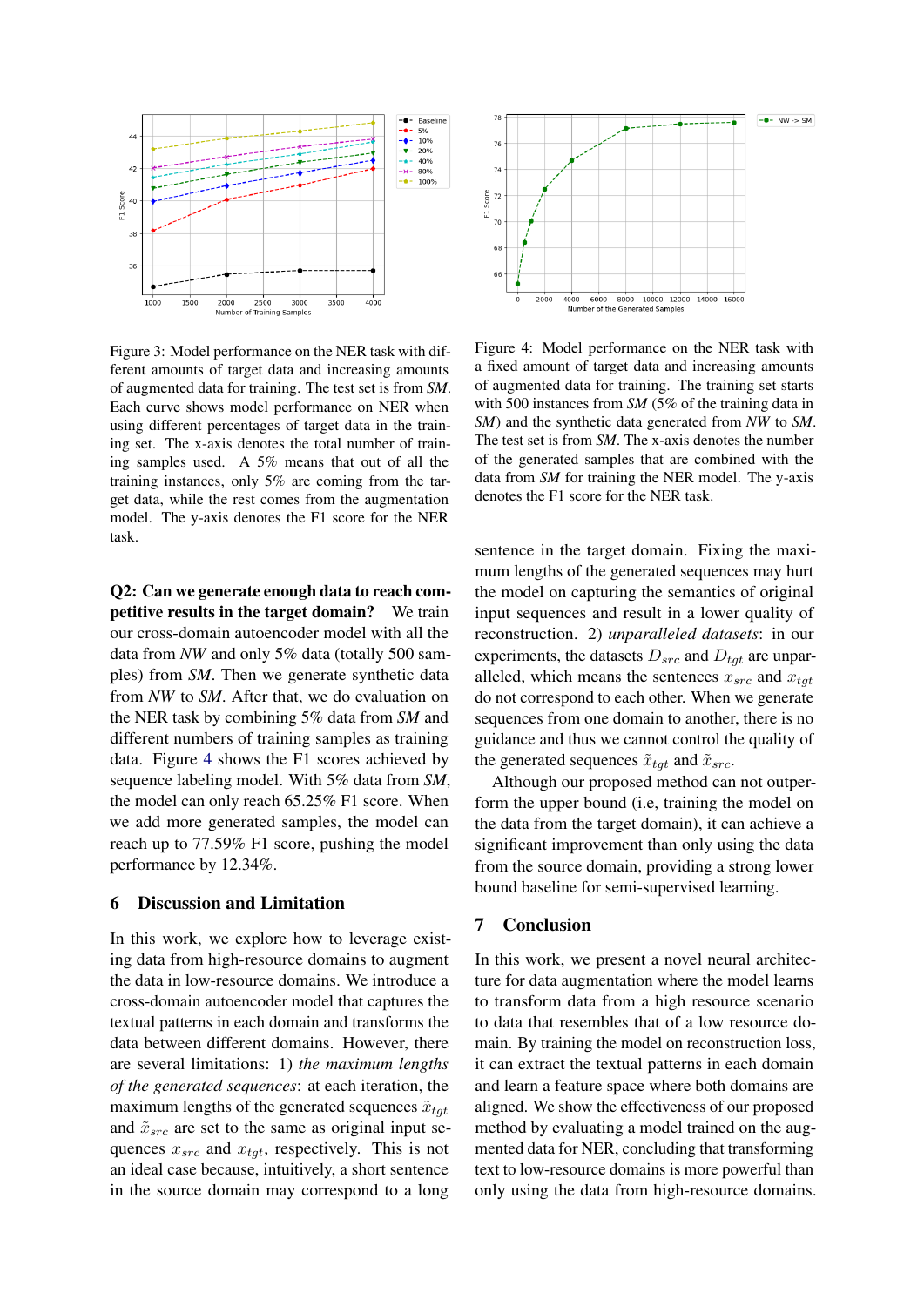Figure 3: Model performance on the NER task with different amounts of target data and increasing amounts of augmented data for training. The test set is from *SM*. Each curve shows model performance on NER when using different percentages of target data in the training set. The x-axis denotes the total number of training samples used. A 5% means that out of all the training instances, only 5% are coming from the target data, while the rest comes from the augmentation model. The y-axis denotes the F1 score for the NER task.

Figure 4: Model performance on the NER task with a fixed amount of target data and increasing amounts of augmented data for training. The training set starts with 500 instances from *SM* (5% of the training data in *SM*) and the synthetic data generated from *NW* to *SM*. The test set is from *SM*. The x-axis denotes the number of the generated samples that are combined with the data from *SM* for training the NER model. The y-axis denotes the F1 score for the NER task.

**Q2: Can we generate enough data to reach competitive results in the target domain?** We train our cross-domain autoencoder model with all the data from *NW* and only 5% data (totally 500 samples) from *SM*. Then we generate synthetic data from *NW* to *SM*. After that, we do evaluation on the NER task by combining 5% data from *SM* and different numbers of training samples as training data. Figure 4 shows the F1 scores achieved by sequence labeling model. With 5% data from *SM*, the model can only reach 65.25% F1 score. When we add more generated samples, the model can reach up to 77.59% F1 score, pushing the model performance by 12.34%.

## 6 Discussion and Limitation

In this work, we explore how to leverage existing data from high-resource domains to augment the data in low-resource domains. We introduce a cross-domain autoencoder model that captures the textual patterns in each domain and transforms the data between different domains. However, there are several limitations: 1) *the maximum lengths of the generated sequences*: at each iteration, the maximum lengths of the generated sequences $\tilde{x}_{tgt}$ and $\tilde{x}_{src}$ are set to the same as original input sequences $x_{src}$ and $x_{tgt}$, respectively. This is not an ideal case because, intuitively, a short sentence in the source domain may correspond to a long sentence in the target domain. Fixing the maximum lengths of the generated sequences may hurt the model on capturing the semantics of original input sequences and result in a lower quality of reconstruction. 2) *unparalleled datasets*: in our experiments, the datasets $D_{src}$ and $D_{tgt}$ are unparalleled, which means the sentences $x_{src}$ and $x_{tgt}$ do not correspond to each other. When we generate sequences from one domain to another, there is no guidance and thus we cannot control the quality of the generated sequences $\tilde{x}_{tgt}$ and $\tilde{x}_{src}$.

Although our proposed method can not outperform the upper bound (i.e, training the model on the data from the target domain), it can achieve a significant improvement than only using the data from the source domain, providing a strong lower bound baseline for semi-supervised learning.

## 7 Conclusion

In this work, we present a novel neural architecture for data augmentation where the model learns to transform data from a high resource scenario to data that resembles that of a low resource domain. By training the model on reconstruction loss, it can extract the textual patterns in each domain and learn a feature space where both domains are aligned. We show the effectiveness of our proposed method by evaluating a model trained on the augmented data for NER, concluding that transforming text to low-resource domains is more powerful than only using the data from high-resource domains.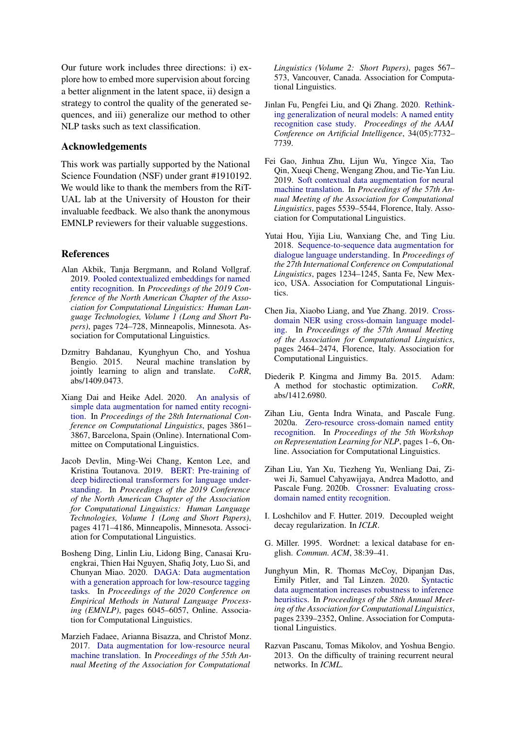Our future work includes three directions: i) explore how to embed more supervision about forcing a better alignment in the latent space, ii) design a strategy to control the quality of the generated sequences, and iii) generalize our method to other NLP tasks such as text classification.

## Acknowledgements

This work was partially supported by the National Science Foundation (NSF) under grant #1910192. We would like to thank the members from the RiTUAL lab at the University of Houston for their invaluable feedback. We also thank the anonymous EMNLP reviewers for their valuable suggestions.

## References

Alan Akbik, Tanja Bergmann, and Roland Vollgraf. 2019. Pooled contextualized embeddings for named entity recognition. In *Proceedings of the 2019 Conference of the North American Chapter of the Association for Computational Linguistics: Human Language Technologies, Volume 1 (Long and Short Papers)*, pages 724–728, Minneapolis, Minnesota. Association for Computational Linguistics.

Dzmitry Bahdanau, Kyunghyun Cho, and Yoshua Bengio. 2015. Neural machine translation by jointly learning to align and translate. *CoRR*, abs/1409.0473.

Xiang Dai and Heike Adel. 2020. An analysis of simple data augmentation for named entity recognition. In *Proceedings of the 28th International Conference on Computational Linguistics*, pages 3861–3867, Barcelona, Spain (Online). International Committee on Computational Linguistics.

Jacob Devlin, Ming-Wei Chang, Kenton Lee, and Kristina Toutanova. 2019. BERT: Pre-training of deep bidirectional transformers for language understanding. In *Proceedings of the 2019 Conference of the North American Chapter of the Association for Computational Linguistics: Human Language Technologies, Volume 1 (Long and Short Papers)*, pages 4171–4186, Minneapolis, Minnesota. Association for Computational Linguistics.

Bosheng Ding, Linlin Liu, Lidong Bing, Canasai Kruengkrai, Thien Hai Nguyen, Shafiq Joty, Luo Si, and Chunyan Miao. 2020. DAGA: Data augmentation with a generation approach for low-resource tagging tasks. In *Proceedings of the 2020 Conference on Empirical Methods in Natural Language Processing (EMNLP)*, pages 6045–6057, Online. Association for Computational Linguistics.

Marzieh Fadaee, Arianna Bisazza, and Christof Monz. 2017. Data augmentation for low-resource neural machine translation. In *Proceedings of the 55th Annual Meeting of the Association for Computational Linguistics (Volume 2: Short Papers)*, pages 567–573, Vancouver, Canada. Association for Computational Linguistics.

Jinlan Fu, Pengfei Liu, and Qi Zhang. 2020. Rethinking generalization of neural models: A named entity recognition case study. *Proceedings of the AAAI Conference on Artificial Intelligence*, 34(05):7732–7739.

Fei Gao, Jinhua Zhu, Lijun Wu, Yingce Xia, Tao Qin, Xueqi Cheng, Wengang Zhou, and Tie-Yan Liu. 2019. Soft contextual data augmentation for neural machine translation. In *Proceedings of the 57th Annual Meeting of the Association for Computational Linguistics*, pages 5539–5544, Florence, Italy. Association for Computational Linguistics.

Yutai Hou, Yijia Liu, Wanxiang Che, and Ting Liu. 2018. Sequence-to-sequence data augmentation for dialogue language understanding. In *Proceedings of the 27th International Conference on Computational Linguistics*, pages 1234–1245, Santa Fe, New Mexico, USA. Association for Computational Linguistics.

Chen Jia, Xiaobo Liang, and Yue Zhang. 2019. Cross-domain NER using cross-domain language modeling. In *Proceedings of the 57th Annual Meeting of the Association for Computational Linguistics*, pages 2464–2474, Florence, Italy. Association for Computational Linguistics.

Diederik P. Kingma and Jimmy Ba. 2015. Adam: A method for stochastic optimization. *CoRR*, abs/1412.6980.

Zihan Liu, Genta Indra Winata, and Pascale Fung. 2020a. Zero-resource cross-domain named entity recognition. In *Proceedings of the 5th Workshop on Representation Learning for NLP*, pages 1–6, Online. Association for Computational Linguistics.

Zihan Liu, Yan Xu, Tiezheng Yu, Wenliang Dai, Ziwei Ji, Samuel Cahyawijaya, Andrea Madotto, and Pascale Fung. 2020b. Crossner: Evaluating cross-domain named entity recognition.

I. Loshchilov and F. Hutter. 2019. Decoupled weight decay regularization. In *ICLR*.

G. Miller. 1995. Wordnet: a lexical database for english. *Commun. ACM*, 38:39–41.

Junghyun Min, R. Thomas McCoy, Dipanjan Das, Emily Pitler, and Tal Linzen. 2020. Syntactic data augmentation increases robustness to inference heuristics. In *Proceedings of the 58th Annual Meeting of the Association for Computational Linguistics*, pages 2339–2352, Online. Association for Computational Linguistics.

Razvan Pascanu, Tomas Mikolov, and Yoshua Bengio. 2013. On the difficulty of training recurrent neural networks. In *ICML*.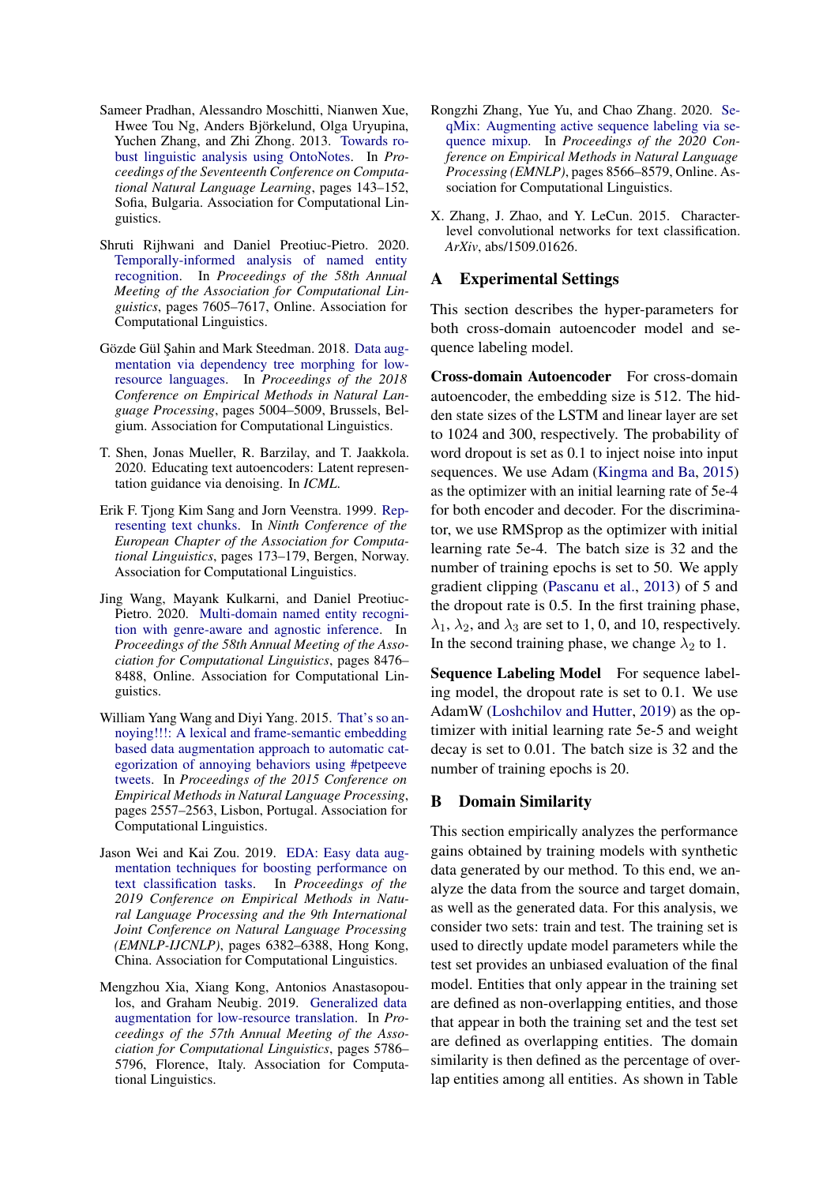Sameer Pradhan, Alessandro Moschitti, Nianwen Xue, Hwee Tou Ng, Anders Björkelund, Olga Uryupina, Yuchen Zhang, and Zhi Zhong. 2013. Towards robust linguistic analysis using OntoNotes. In *Proceedings of the Seventeenth Conference on Computational Natural Language Learning*, pages 143–152, Sofia, Bulgaria. Association for Computational Linguistics.

Shruti Rijhwani and Daniel Preotiuc-Pietro. 2020. Temporally-informed analysis of named entity recognition. In *Proceedings of the 58th Annual Meeting of the Association for Computational Linguistics*, pages 7605–7617, Online. Association for Computational Linguistics.

Gözde Gül Şahin and Mark Steedman. 2018. Data augmentation via dependency tree morphing for low-resource languages. In *Proceedings of the 2018 Conference on Empirical Methods in Natural Language Processing*, pages 5004–5009, Brussels, Belgium. Association for Computational Linguistics.

T. Shen, Jonas Mueller, R. Barzilay, and T. Jaakkola. 2020. Educating text autoencoders: Latent representation guidance via denoising. In *ICML*.

Erik F. Tjong Kim Sang and Jorn Veenstra. 1999. Representing text chunks. In *Ninth Conference of the European Chapter of the Association for Computational Linguistics*, pages 173–179, Bergen, Norway. Association for Computational Linguistics.

Jing Wang, Mayank Kulkarni, and Daniel Preotiuc-Pietro. 2020. Multi-domain named entity recognition with genre-aware and agnostic inference. In *Proceedings of the 58th Annual Meeting of the Association for Computational Linguistics*, pages 8476–8488, Online. Association for Computational Linguistics.

William Yang Wang and Diyi Yang. 2015. That's so annoying!!!: A lexical and frame-semantic embedding based data augmentation approach to automatic categorization of annoying behaviors using #petpeeve tweets. In *Proceedings of the 2015 Conference on Empirical Methods in Natural Language Processing*, pages 2557–2563, Lisbon, Portugal. Association for Computational Linguistics.

Jason Wei and Kai Zou. 2019. EDA: Easy data augmentation techniques for boosting performance on text classification tasks. In *Proceedings of the 2019 Conference on Empirical Methods in Natural Language Processing and the 9th International Joint Conference on Natural Language Processing (EMNLP-IJCNLP)*, pages 6382–6388, Hong Kong, China. Association for Computational Linguistics.

Mengzhou Xia, Xiang Kong, Antonios Anastasopoulos, and Graham Neubig. 2019. Generalized data augmentation for low-resource translation. In *Proceedings of the 57th Annual Meeting of the Association for Computational Linguistics*, pages 5786–5796, Florence, Italy. Association for Computational Linguistics.

Rongzhi Zhang, Yue Yu, and Chao Zhang. 2020. SeqMix: Augmenting active sequence labeling via sequence mixup. In *Proceedings of the 2020 Conference on Empirical Methods in Natural Language Processing (EMNLP)*, pages 8566–8579, Online. Association for Computational Linguistics.

X. Zhang, J. Zhao, and Y. LeCun. 2015. Character-level convolutional networks for text classification. *ArXiv*, abs/1509.01626.

## A Experimental Settings

This section describes the hyper-parameters for both cross-domain autoencoder model and sequence labeling model.

**Cross-domain Autoencoder** For cross-domain autoencoder, the embedding size is 512. The hidden state sizes of the LSTM and linear layer are set to 1024 and 300, respectively. The probability of word dropout is set as 0.1 to inject noise into input sequences. We use Adam (Kingma and Ba, 2015) as the optimizer with an initial learning rate of 5e-4 for both encoder and decoder. For the discriminator, we use RMSprop as the optimizer with initial learning rate 5e-4. The batch size is 32 and the number of training epochs is set to 50. We apply gradient clipping (Pascanu et al., 2013) of 5 and the dropout rate is 0.5. In the first training phase, $\lambda_1$, $\lambda_2$, and $\lambda_3$ are set to 1, 0, and 10, respectively. In the second training phase, we change $\lambda_2$ to 1.

**Sequence Labeling Model** For sequence labeling model, the dropout rate is set to 0.1. We use AdamW (Loshchilov and Hutter, 2019) as the optimizer with initial learning rate 5e-5 and weight decay is set to 0.01. The batch size is 32 and the number of training epochs is 20.

## B Domain Similarity

This section empirically analyzes the performance gains obtained by training models with synthetic data generated by our method. To this end, we analyze the data from the source and target domain, as well as the generated data. For this analysis, we consider two sets: train and test. The training set is used to directly update model parameters while the test set provides an unbiased evaluation of the final model. Entities that only appear in the training set are defined as non-overlapping entities, and those that appear in both the training set and the test set are defined as overlapping entities. The domain similarity is then defined as the percentage of overlap entities among all entities. As shown in Table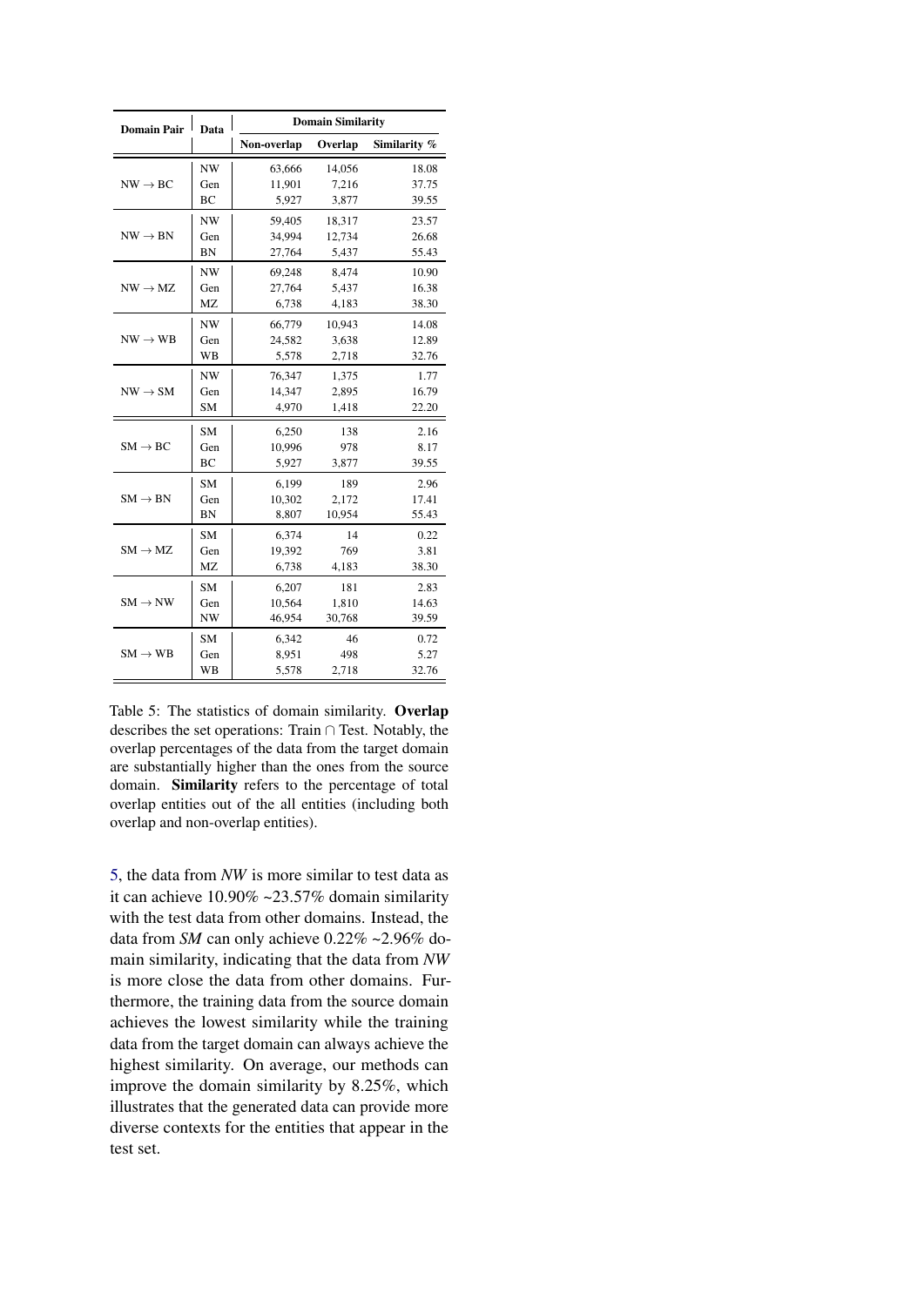| Domain Pair | Data | Domain Similarity | | |
|---|---|---|---|---|
| | | Non-overlap | Overlap | Similarity % |
| NW → BC | NW | 63,666 | 14,056 | 18.08 |
| | Gen | 11,901 | 7,216 | 37.75 |
| | BC | 5,927 | 3,877 | 39.55 |
| NW → BN | NW | 59,405 | 18,317 | 23.57 |
| | Gen | 34,994 | 12,734 | 26.68 |
| | BN | 27,764 | 5,437 | 55.43 |
| NW → MZ | NW | 69,248 | 8,474 | 10.90 |
| | Gen | 27,764 | 5,437 | 16.38 |
| | MZ | 6,738 | 4,183 | 38.30 |
| NW → WB | NW | 66,779 | 10,943 | 14.08 |
| | Gen | 24,582 | 3,638 | 12.89 |
| | WB | 5,578 | 2,718 | 32.76 |
| NW → SM | NW | 76,347 | 1,375 | 1.77 |
| | Gen | 14,347 | 2,895 | 16.79 |
| | SM | 4,970 | 1,418 | 22.20 |
| SM → BC | SM | 6,250 | 138 | 2.16 |
| | Gen | 10,996 | 978 | 8.17 |
| | BC | 5,927 | 3,877 | 39.55 |
| SM → BN | SM | 6,199 | 189 | 2.96 |
| | Gen | 10,302 | 2,172 | 17.41 |
| | BN | 8,807 | 10,954 | 55.43 |
| SM → MZ | SM | 6,374 | 14 | 0.22 |
| | Gen | 19,392 | 769 | 3.81 |
| | MZ | 6,738 | 4,183 | 38.30 |
| SM → NW | SM | 6,207 | 181 | 2.83 |
| | Gen | 10,564 | 1,810 | 14.63 |
| | NW | 46,954 | 30,768 | 39.59 |
| SM → WB | SM | 6,342 | 46 | 0.72 |
| | Gen | 8,951 | 498 | 5.27 |
| | WB | 5,578 | 2,718 | 32.76 |

Table 5: The statistics of domain similarity. **Overlap** describes the set operations: Train ∩ Test. Notably, the overlap percentages of the data from the target domain are substantially higher than the ones from the source domain. **Similarity** refers to the percentage of total overlap entities out of the all entities (including both overlap and non-overlap entities).

5, the data from *NW* is more similar to test data as it can achieve 10.90% ~23.57% domain similarity with the test data from other domains. Instead, the data from *SM* can only achieve 0.22% ~2.96% domain similarity, indicating that the data from *NW* is more close the data from other domains. Furthermore, the training data from the source domain achieves the lowest similarity while the training data from the target domain can always achieve the highest similarity. On average, our methods can improve the domain similarity by 8.25%, which illustrates that the generated data can provide more diverse contexts for the entities that appear in the test set.